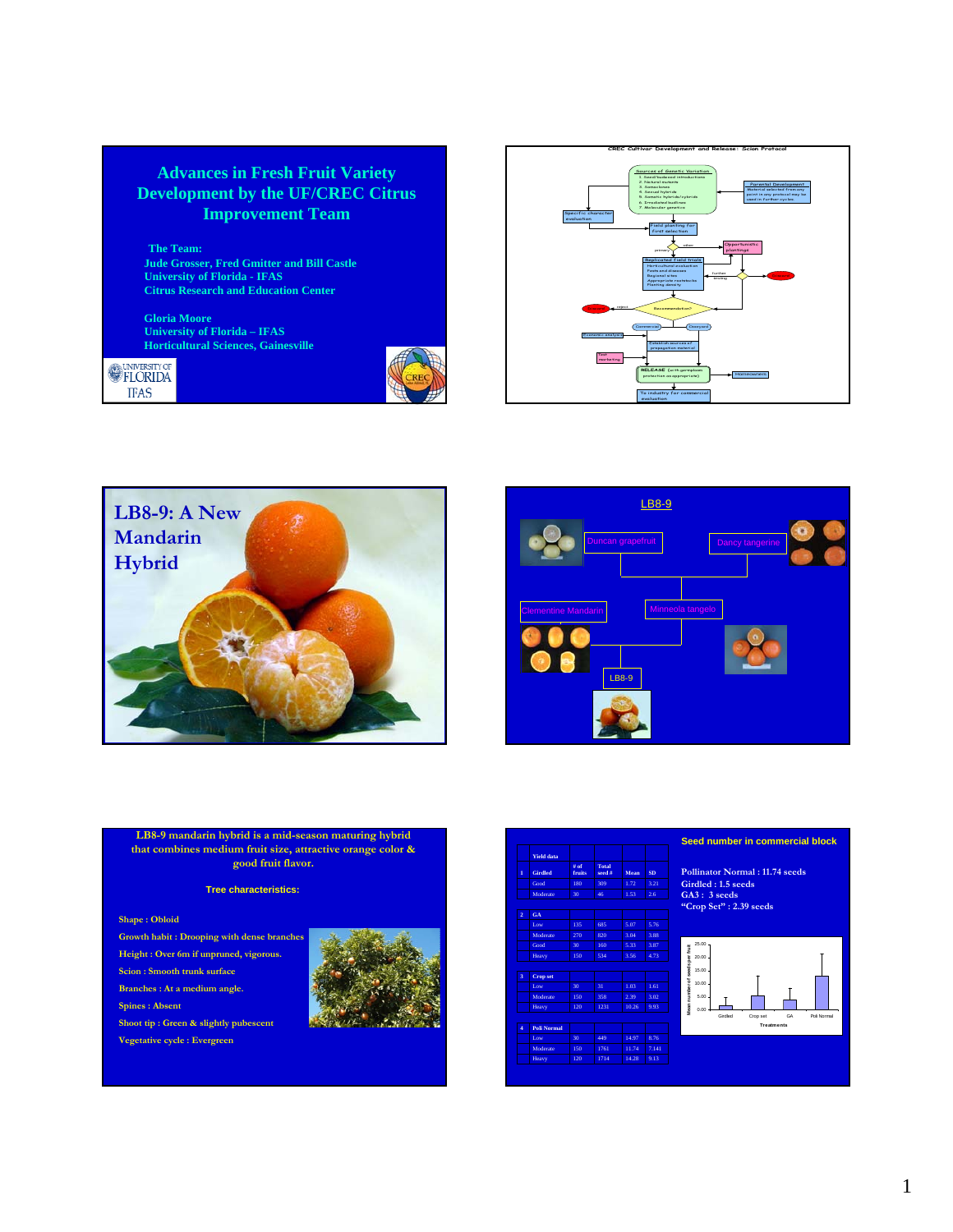## Advances in Fresh Fruit Variety Development by the UF/CREC Citrus Improvement Team

**The Team:**
**Jude Grosser, Fred Gmitter and Bill Castle**
**University of Florida - IFAS**
**Citrus Research and Education Center**

**Gloria Moore**
**University of Florida – IFAS**
**Horticultural Sciences, Gainesville**

UNIVERSITY OF FLORIDA IFAS

CREC

---

### CREC Cultivar Development and Release: Scion Protocol

Sources of Genetic Variation
1. Seed/budwood introductions
2. Natural mutants
3. Somaclones
4. Sexual hybrids
5. Somatic hybrids/cybrids
6. Irradiated budlines
7. Molecular genetics

Parental Development — Material selected from any point in any protocol may be used in further cycles

Specific character evaluation

Field planting for first selection

primary / other

Opportunistic plantings

Replicated field trials
- Horticultural evaluation
- Pests and diseases
- Regional sites
- Appropriate rootstocks
- Planting density

further testing

Release / reject

Recommendation?

Commercial / Dooryard

Economic analysis

Establish sources of propagation material

Test marketing

RELEASE (with germplasm protection as appropriate)

Homeowners

To industry for commercial evaluation

---

## LB8-9: A New Mandarin Hybrid

---

### LB8-9

Duncan grapefruit × Dancy tangerine

Clementine Mandarin × Minneola tangelo

LB8-9

---

**LB8-9 mandarin hybrid is a mid-season maturing hybrid that combines medium fruit size, attractive orange color & good fruit flavor.**

**Tree characteristics:**

- **Shape :** Obloid
- **Growth habit :** Drooping with dense branches
- **Height :** Over 6m if unpruned, vigorous.
- **Scion :** Smooth trunk surface
- **Branches :** At a medium angle.
- **Spines :** Absent
- **Shoot tip :** Green & slightly pubescent
- **Vegetative cycle :** Evergreen

---

| | Yield data | # of fruits | Total seed # | Mean | SD |
|---|---|---|---|---|---|
| 1 | Girdled | | | | |
| | Good | 180 | 309 | 1.72 | 3.21 |
| | Moderate | 30 | 46 | 1.53 | 2.6 |
| 2 | GA | | | | |
| | Low | 135 | 685 | 5.07 | 5.76 |
| | Moderate | 270 | 820 | 3.04 | 3.88 |
| | Good | 30 | 160 | 5.33 | 3.87 |
| | Heavy | 150 | 534 | 3.56 | 4.73 |
| 3 | Crop set | | | | |
| | Low | 30 | 31 | 1.03 | 1.61 |
| | Moderate | 150 | 358 | 2.39 | 3.02 |
| | Heavy | 120 | 1231 | 10.26 | 9.93 |
| 4 | Poli Normal | | | | |
| | Low | 30 | 449 | 14.97 | 8.76 |
| | Moderate | 150 | 1761 | 11.74 | 7.141 |
| | Heavy | 120 | 1714 | 14.28 | 9.13 |

**Seed number in commercial block**

Pollinator Normal : 11.74 seeds
Girdled : 1.5 seeds
GA3 : 3 seeds
"Crop Set" : 2.39 seeds

Mean number of seeds per fruit (0.00–25.00) by Treatments: Girdled, Crop set, GA, Poli Normal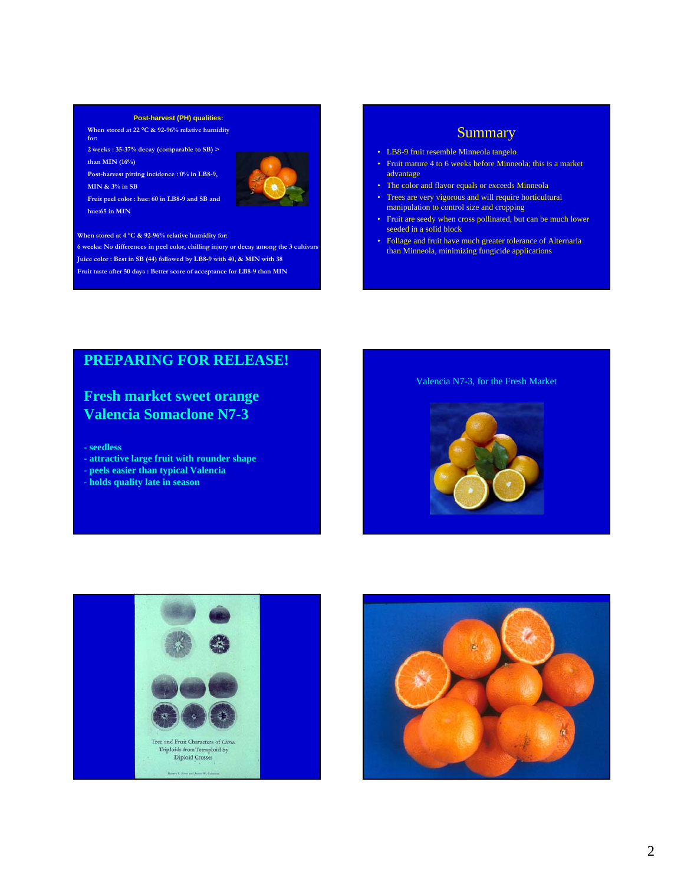**Post-harvest (PH) qualities:**

When stored at 22 °C & 92-96% relative humidity for:

2 weeks : 35-37% decay (comparable to SB) > than MIN (16%)

Post-harvest pitting incidence : 0% in LB8-9, MIN & 3% in SB

Fruit peel color : hue: 60 in LB8-9 and SB and hue:65 in MIN

When stored at 4 °C & 92-96% relative humidity for:

6 weeks: No differences in peel color, chilling injury or decay among the 3 cultivars

Juice color : Best in SB (44) followed by LB8-9 with 40, & MIN with 38

Fruit taste after 50 days : Better score of acceptance for LB8-9 than MIN

## Summary

- LB8-9 fruit resemble Minneola tangelo
- Fruit mature 4 to 6 weeks before Minneola; this is a market advantage
- The color and flavor equals or exceeds Minneola
- Trees are very vigorous and will require horticultural manipulation to control size and cropping
- Fruit are seedy when cross pollinated, but can be much lower seeded in a solid block
- Foliage and fruit have much greater tolerance of Alternaria than Minneola, minimizing fungicide applications

## PREPARING FOR RELEASE!

## Fresh market sweet orange Valencia Somaclone N7-3

- seedless
- attractive large fruit with rounder shape
- peels easier than typical Valencia
- holds quality late in season

Valencia N7-3, for the Fresh Market

Tree and Fruit Characters of *Citrus* Triploids from Tetraploid by Diploid Crosses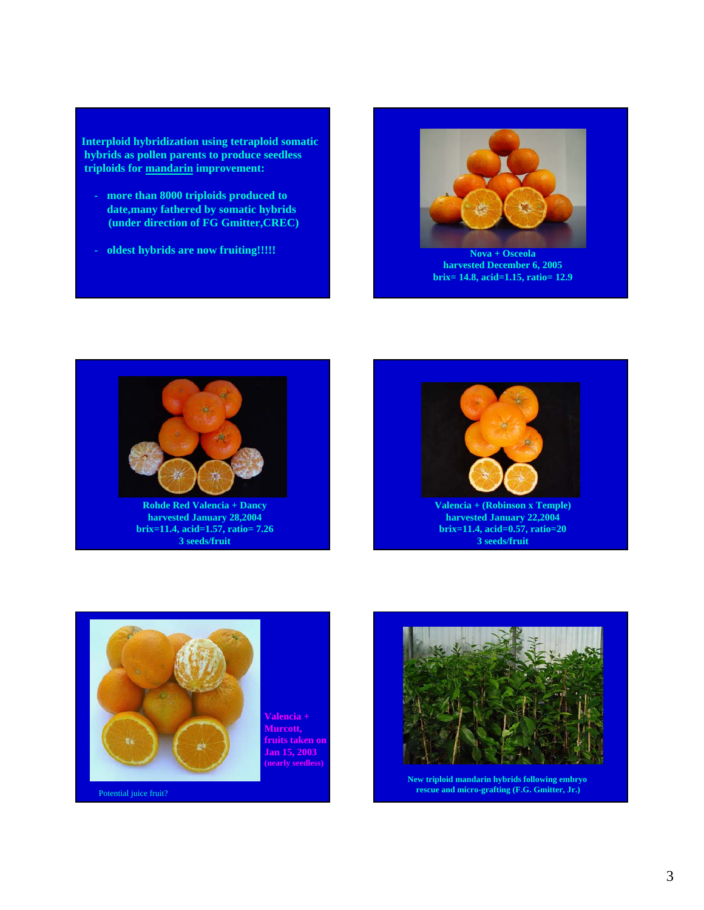**Interploid hybridization using tetraploid somatic hybrids as pollen parents to produce seedless triploids for mandarin improvement:**

- **more than 8000 triploids produced to date,many fathered by somatic hybrids (under direction of FG Gmitter,CREC)**
- **oldest hybrids are now fruiting!!!!!**

**Nova + Osceola**
**harvested December 6, 2005**
**brix= 14.8, acid=1.15, ratio= 12.9**

**Rohde Red Valencia + Dancy**
**harvested January 28,2004**
**brix=11.4, acid=1.57, ratio= 7.26**
**3 seeds/fruit**

**Valencia + (Robinson x Temple)**
**harvested January 22,2004**
**brix=11.4, acid=0.57, ratio=20**
**3 seeds/fruit**

**Valencia + Murcott, fruits taken on Jan 15, 2003**
**(nearly seedless)**

Potential juice fruit?

**New triploid mandarin hybrids following embryo rescue and micro-grafting (F.G. Gmitter, Jr.)**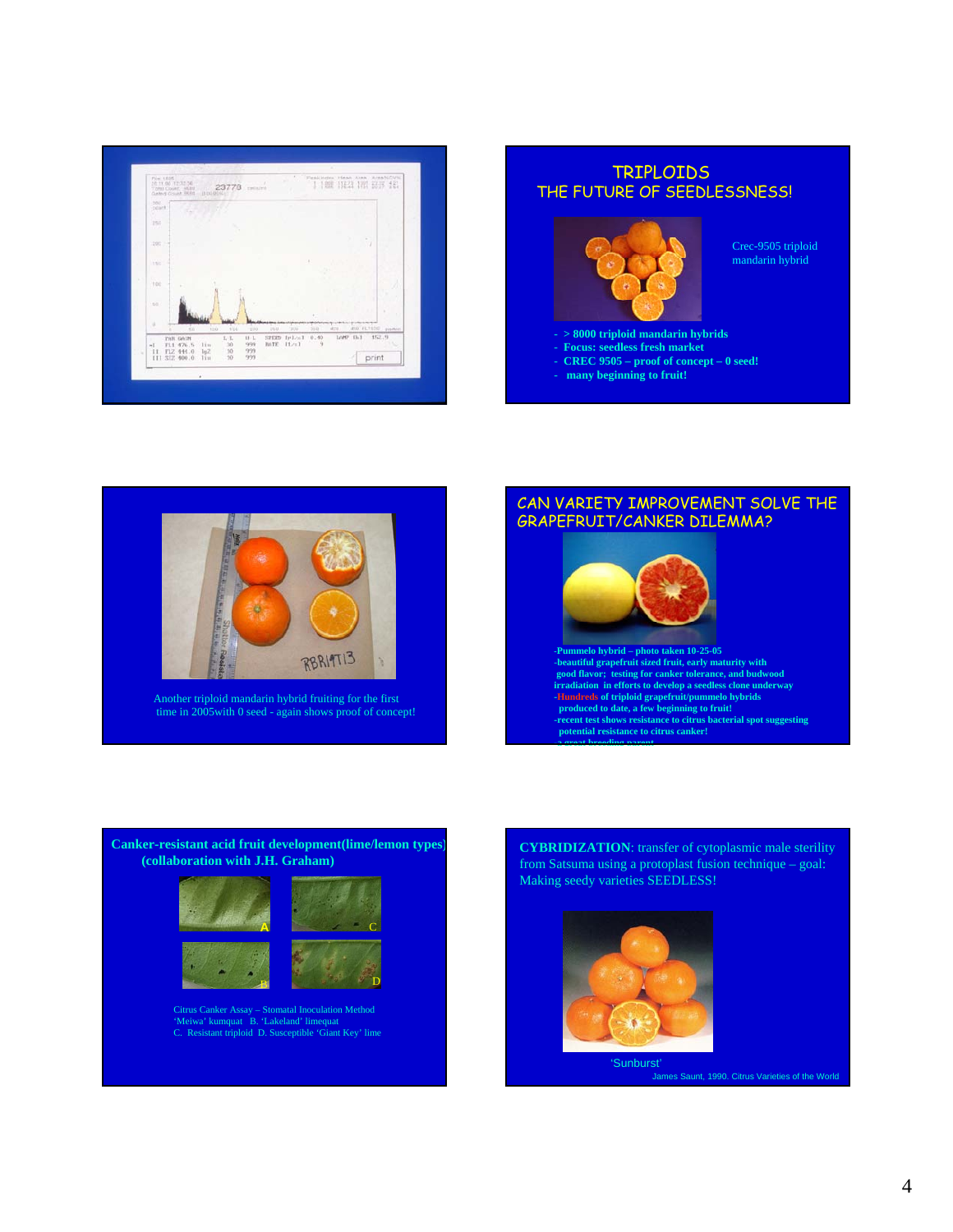## TRIPLOIDS
## THE FUTURE OF SEEDLESSNESS!

Crec-9505 triploid mandarin hybrid

- \> 8000 triploid mandarin hybrids
- Focus: seedless fresh market
- CREC 9505 – proof of concept – 0 seed!
- many beginning to fruit!

---

Another triploid mandarin hybrid fruiting for the first time in 2005with 0 seed - again shows proof of concept!

---

## CAN VARIETY IMPROVEMENT SOLVE THE GRAPEFRUIT/CANKER DILEMMA?

- -Pummelo hybrid – photo taken 10-25-05
- -beautiful grapefruit sized fruit, early maturity with good flavor; testing for canker tolerance, and budwood irradiation in efforts to develop a seedless clone underway
- -Hundreds of triploid grapefruit/pummelo hybrids produced to date, a few beginning to fruit!
- -recent test shows resistance to citrus bacterial spot suggesting potential resistance to citrus canker!
- -a great breeding parent

---

**Canker-resistant acid fruit development(lime/lemon types) (collaboration with J.H. Graham)**

Citrus Canker Assay – Stomatal Inoculation Method
'Meiwa' kumquat B. 'Lakeland' limequat
C. Resistant triploid D. Susceptible 'Giant Key' lime

---

**CYBRIDIZATION**: transfer of cytoplasmic male sterility from Satsuma using a protoplast fusion technique – goal: Making seedy varieties SEEDLESS!

'Sunburst'

James Saunt, 1990. Citrus Varieties of the World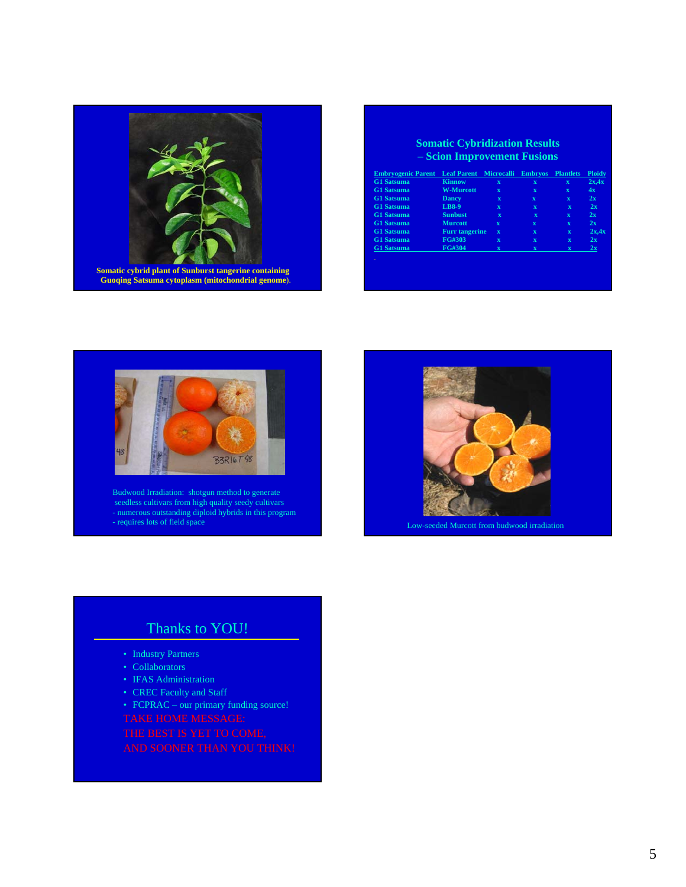Somatic cybrid plant of Sunburst tangerine containing Guoqing Satsuma cytoplasm (mitochondrial genome).

## Somatic Cybridization Results – Scion Improvement Fusions

| Embryogenic Parent | Leaf Parent | Microcalli | Embryos | Plantlets | Ploidy |
|---|---|---|---|---|---|
| G1 Satsuma | Kinnow | x | x | x | 2x,4x |
| G1 Satsuma | W-Murcott | x | x | x | 4x |
| G1 Satsuma | Dancy | x | x | x | 2x |
| G1 Satsuma | LB8-9 | x | x | x | 2x |
| G1 Satsuma | Sunbust | x | x | x | 2x |
| G1 Satsuma | Murcott | x | x | x | 2x |
| G1 Satsuma | Furr tangerine | x | x | x | 2x,4x |
| G1 Satsuma | FG#303 | x | x | x | 2x |
| G1 Satsuma | FG#304 | x | x | x | 2x |

Budwood Irradiation: shotgun method to generate seedless cultivars from high quality seedy cultivars
- numerous outstanding diploid hybrids in this program
- requires lots of field space

Low-seeded Murcott from budwood irradiation

## Thanks to YOU!

- Industry Partners
- Collaborators
- IFAS Administration
- CREC Faculty and Staff
- FCPRAC – our primary funding source!

TAKE HOME MESSAGE:
THE BEST IS YET TO COME,
AND SOONER THAN YOU THINK!